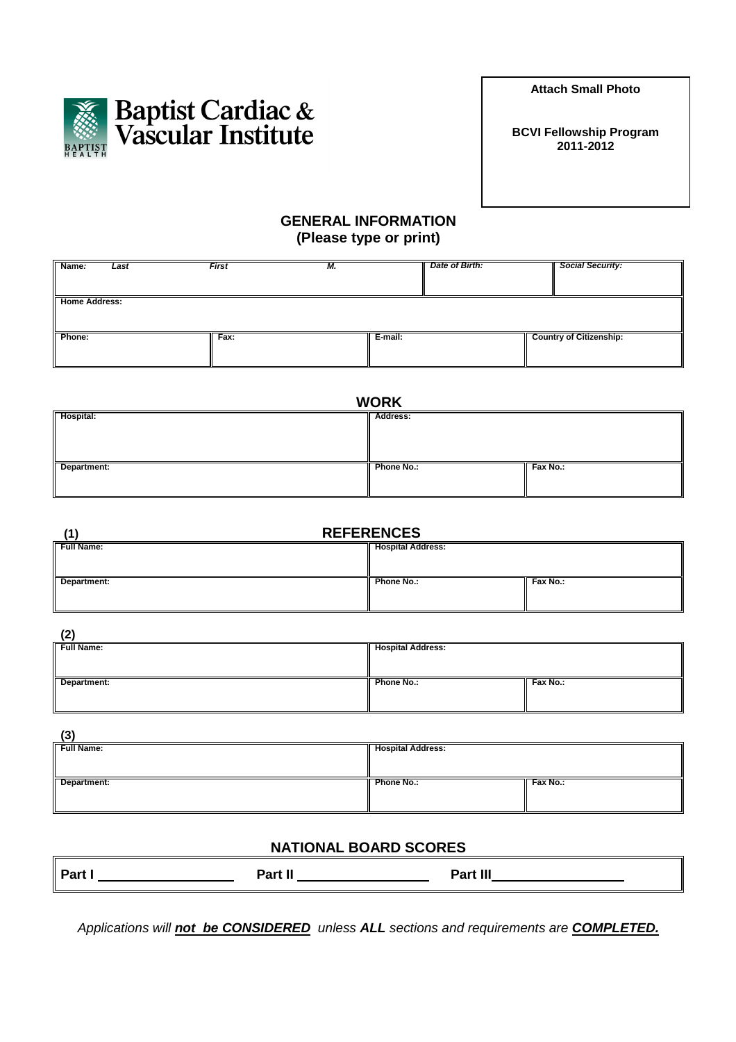Baptist Cardiac & Vascular Institute

BAPTIST HEALTH

Attach Small Photo

**BCVI Fellowship Program 2011-2012**

## GENERAL INFORMATION
### (Please type or print)

| Name: *Last* *First* *M.* | *Date of Birth:* | *Social Security:* |
|---|---|---|
| **Home Address:** | | |

| Phone: | Fax: | E-mail: | Country of Citizenship: |
|---|---|---|---|
| | | | |

## WORK

| Hospital: | Address: | |
|---|---|---|
| **Department:** | **Phone No.:** | **Fax No.:** |

## REFERENCES

**(1)**

| Full Name: | Hospital Address: | |
|---|---|---|
| **Department:** | **Phone No.:** | **Fax No.:** |

**(2)**

| Full Name: | Hospital Address: | |
|---|---|---|
| **Department:** | **Phone No.:** | **Fax No.:** |

**(3)**

| Full Name: | Hospital Address: | |
|---|---|---|
| **Department:** | **Phone No.:** | **Fax No.:** |

## NATIONAL BOARD SCORES

**Part I** ____________________ **Part II** ____________________ **Part III**____________________

*Applications will **not be CONSIDERED** unless **ALL** sections and requirements are **COMPLETED.***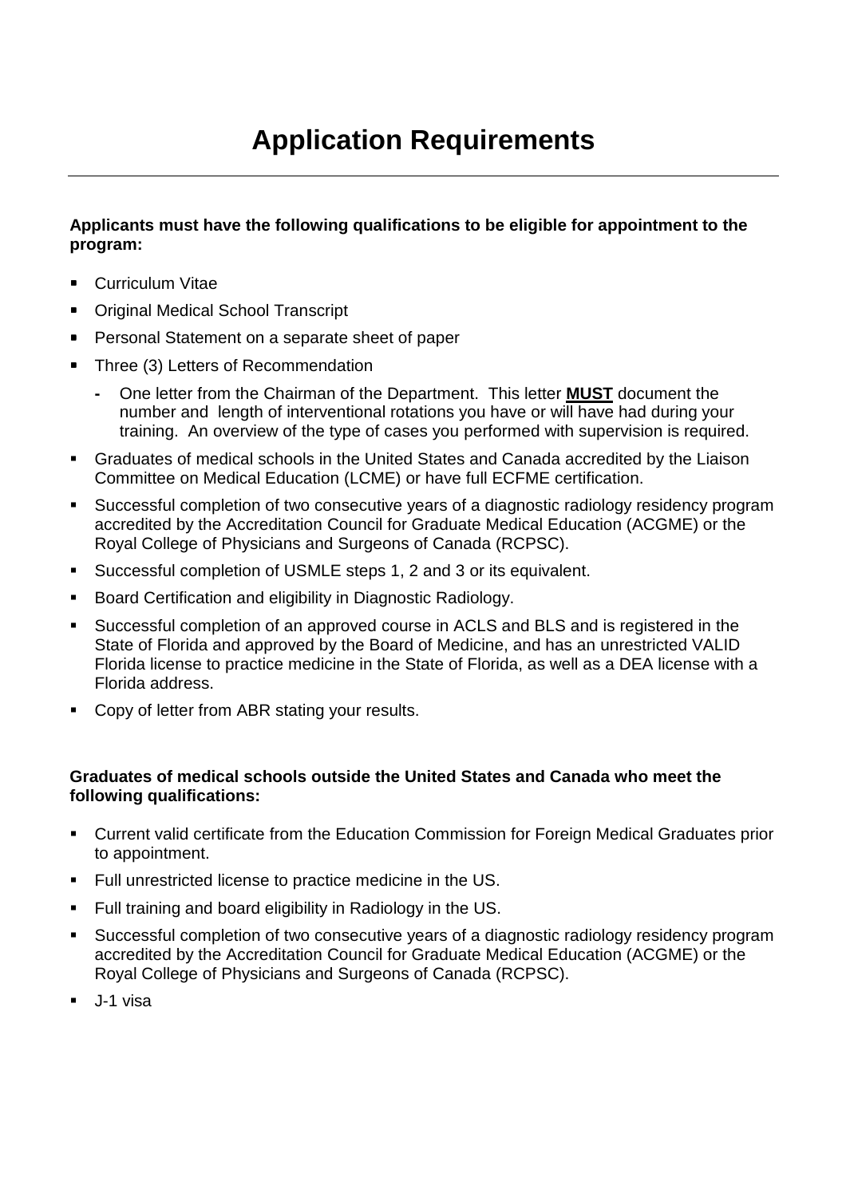# Application Requirements

---

**Applicants must have the following qualifications to be eligible for appointment to the program:**

- Curriculum Vitae
- Original Medical School Transcript
- Personal Statement on a separate sheet of paper
- Three (3) Letters of Recommendation
  - One letter from the Chairman of the Department. This letter **MUST** document the number and length of interventional rotations you have or will have had during your training. An overview of the type of cases you performed with supervision is required.
- Graduates of medical schools in the United States and Canada accredited by the Liaison Committee on Medical Education (LCME) or have full ECFME certification.
- Successful completion of two consecutive years of a diagnostic radiology residency program accredited by the Accreditation Council for Graduate Medical Education (ACGME) or the Royal College of Physicians and Surgeons of Canada (RCPSC).
- Successful completion of USMLE steps 1, 2 and 3 or its equivalent.
- Board Certification and eligibility in Diagnostic Radiology.
- Successful completion of an approved course in ACLS and BLS and is registered in the State of Florida and approved by the Board of Medicine, and has an unrestricted VALID Florida license to practice medicine in the State of Florida, as well as a DEA license with a Florida address.
- Copy of letter from ABR stating your results.

**Graduates of medical schools outside the United States and Canada who meet the following qualifications:**

- Current valid certificate from the Education Commission for Foreign Medical Graduates prior to appointment.
- Full unrestricted license to practice medicine in the US.
- Full training and board eligibility in Radiology in the US.
- Successful completion of two consecutive years of a diagnostic radiology residency program accredited by the Accreditation Council for Graduate Medical Education (ACGME) or the Royal College of Physicians and Surgeons of Canada (RCPSC).
- J-1 visa